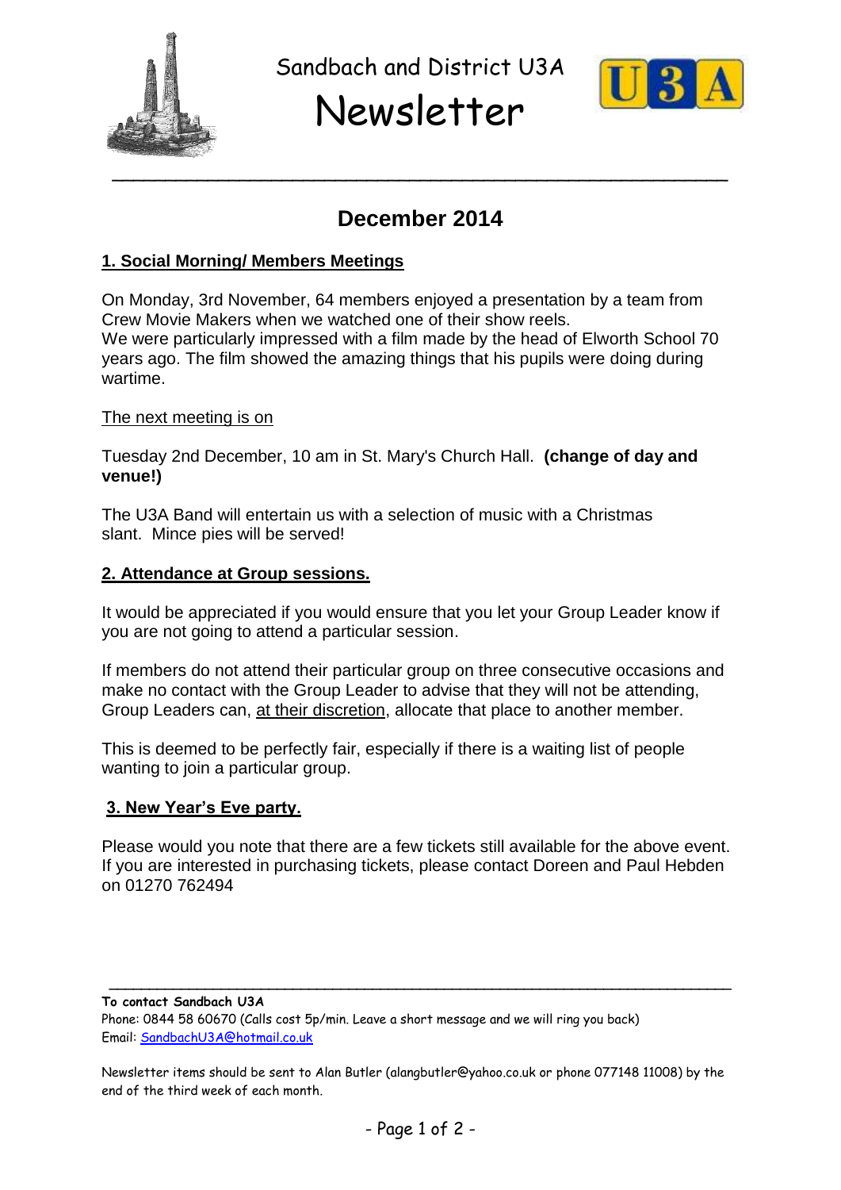# Sandbach and District U3A

# Newsletter

## December 2014

### 1. Social Morning/ Members Meetings

On Monday, 3rd November, 64 members enjoyed a presentation by a team from Crew Movie Makers when we watched one of their show reels.
We were particularly impressed with a film made by the head of Elworth School 70 years ago. The film showed the amazing things that his pupils were doing during wartime.

The next meeting is on

Tuesday 2nd December, 10 am in St. Mary's Church Hall. **(change of day and venue!)**

The U3A Band will entertain us with a selection of music with a Christmas slant. Mince pies will be served!

### 2. Attendance at Group sessions.

It would be appreciated if you would ensure that you let your Group Leader know if you are not going to attend a particular session.

If members do not attend their particular group on three consecutive occasions and make no contact with the Group Leader to advise that they will not be attending, Group Leaders can, at their discretion, allocate that place to another member.

This is deemed to be perfectly fair, especially if there is a waiting list of people wanting to join a particular group.

### 3. New Year's Eve party.

Please would you note that there are a few tickets still available for the above event. If you are interested in purchasing tickets, please contact Doreen and Paul Hebden on 01270 762494

---

**To contact Sandbach U3A**
Phone: 0844 58 60670 (Calls cost 5p/min. Leave a short message and we will ring you back)
Email: SandbachU3A@hotmail.co.uk

Newsletter items should be sent to Alan Butler (alangbutler@yahoo.co.uk or phone 077148 11008) by the end of the third week of each month.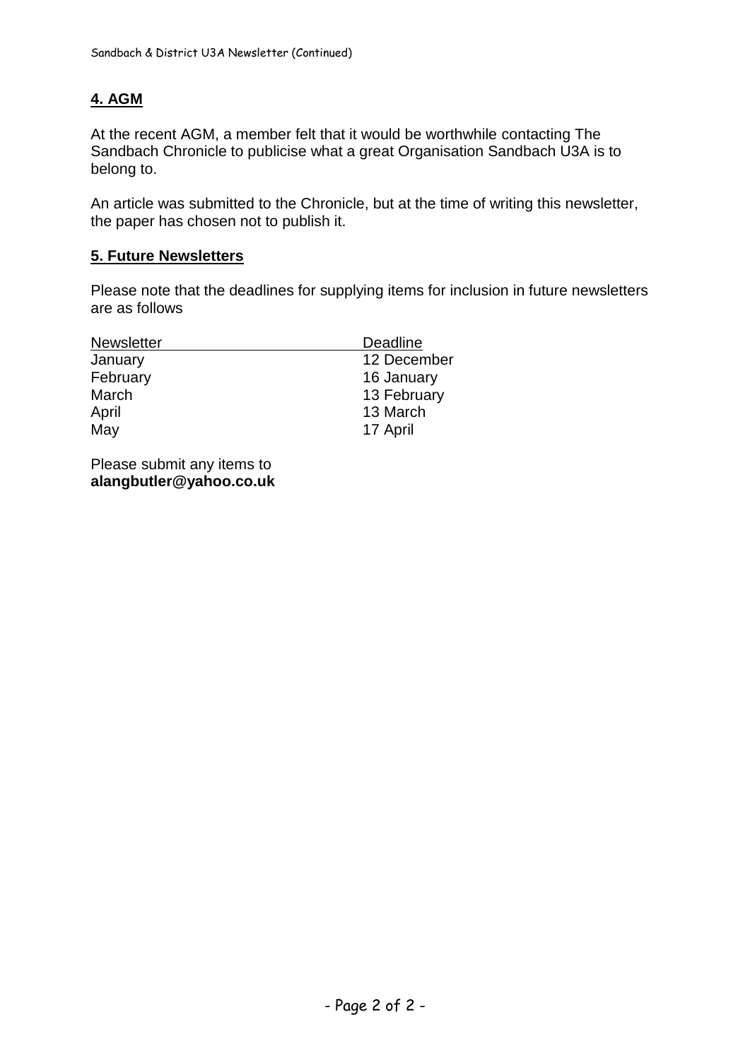## 4. AGM

At the recent AGM, a member felt that it would be worthwhile contacting The Sandbach Chronicle to publicise what a great Organisation Sandbach U3A is to belong to.

An article was submitted to the Chronicle, but at the time of writing this newsletter, the paper has chosen not to publish it.

## 5. Future Newsletters

Please note that the deadlines for supplying items for inclusion in future newsletters are as follows

| Newsletter | Deadline |
| --- | --- |
| January | 12 December |
| February | 16 January |
| March | 13 February |
| April | 13 March |
| May | 17 April |

Please submit any items to
**alangbutler@yahoo.co.uk**